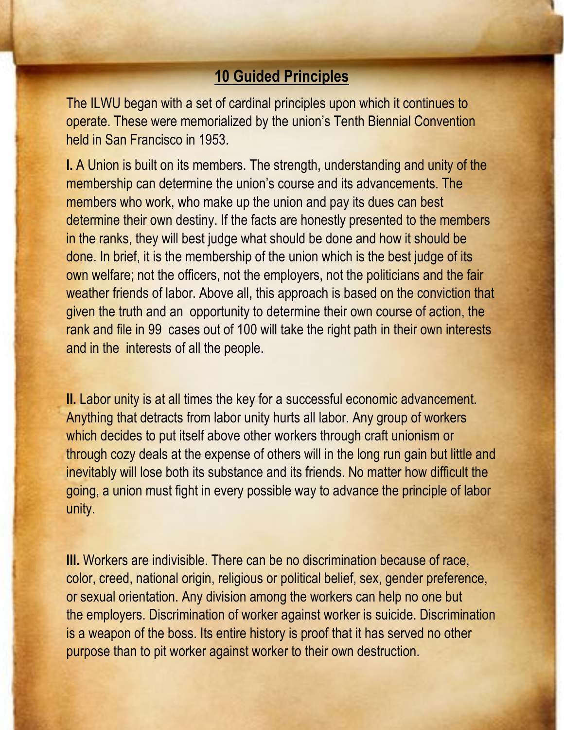## 10 Guided Principles

The ILWU began with a set of cardinal principles upon which it continues to operate. These were memorialized by the union's Tenth Biennial Convention held in San Francisco in 1953.

**I.** A Union is built on its members. The strength, understanding and unity of the membership can determine the union's course and its advancements. The members who work, who make up the union and pay its dues can best determine their own destiny. If the facts are honestly presented to the members in the ranks, they will best judge what should be done and how it should be done. In brief, it is the membership of the union which is the best judge of its own welfare; not the officers, not the employers, not the politicians and the fair weather friends of labor. Above all, this approach is based on the conviction that given the truth and an opportunity to determine their own course of action, the rank and file in 99 cases out of 100 will take the right path in their own interests and in the interests of all the people.

**II.** Labor unity is at all times the key for a successful economic advancement. Anything that detracts from labor unity hurts all labor. Any group of workers which decides to put itself above other workers through craft unionism or through cozy deals at the expense of others will in the long run gain but little and inevitably will lose both its substance and its friends. No matter how difficult the going, a union must fight in every possible way to advance the principle of labor unity.

**III.** Workers are indivisible. There can be no discrimination because of race, color, creed, national origin, religious or political belief, sex, gender preference, or sexual orientation. Any division among the workers can help no one but the employers. Discrimination of worker against worker is suicide. Discrimination is a weapon of the boss. Its entire history is proof that it has served no other purpose than to pit worker against worker to their own destruction.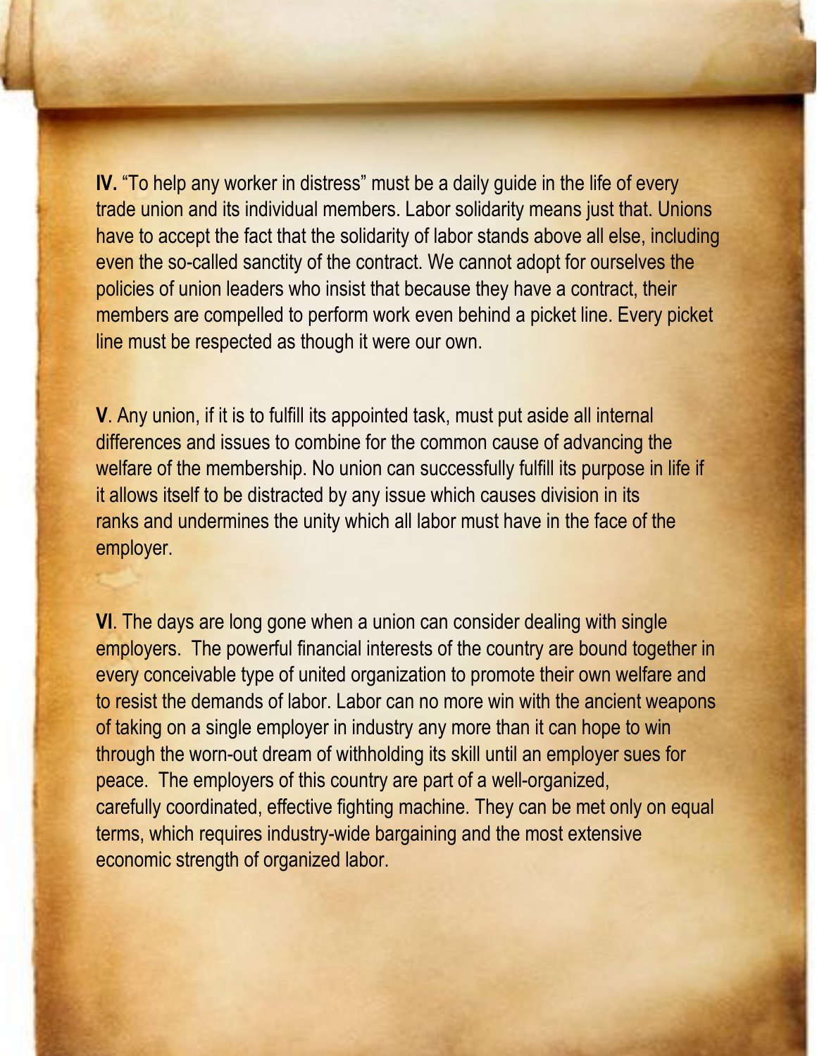**IV.** "To help any worker in distress" must be a daily guide in the life of every trade union and its individual members. Labor solidarity means just that. Unions have to accept the fact that the solidarity of labor stands above all else, including even the so-called sanctity of the contract. We cannot adopt for ourselves the policies of union leaders who insist that because they have a contract, their members are compelled to perform work even behind a picket line. Every picket line must be respected as though it were our own.

**V**. Any union, if it is to fulfill its appointed task, must put aside all internal differences and issues to combine for the common cause of advancing the welfare of the membership. No union can successfully fulfill its purpose in life if it allows itself to be distracted by any issue which causes division in its ranks and undermines the unity which all labor must have in the face of the employer.

**VI**. The days are long gone when a union can consider dealing with single employers. The powerful financial interests of the country are bound together in every conceivable type of united organization to promote their own welfare and to resist the demands of labor. Labor can no more win with the ancient weapons of taking on a single employer in industry any more than it can hope to win through the worn-out dream of withholding its skill until an employer sues for peace. The employers of this country are part of a well-organized, carefully coordinated, effective fighting machine. They can be met only on equal terms, which requires industry-wide bargaining and the most extensive economic strength of organized labor.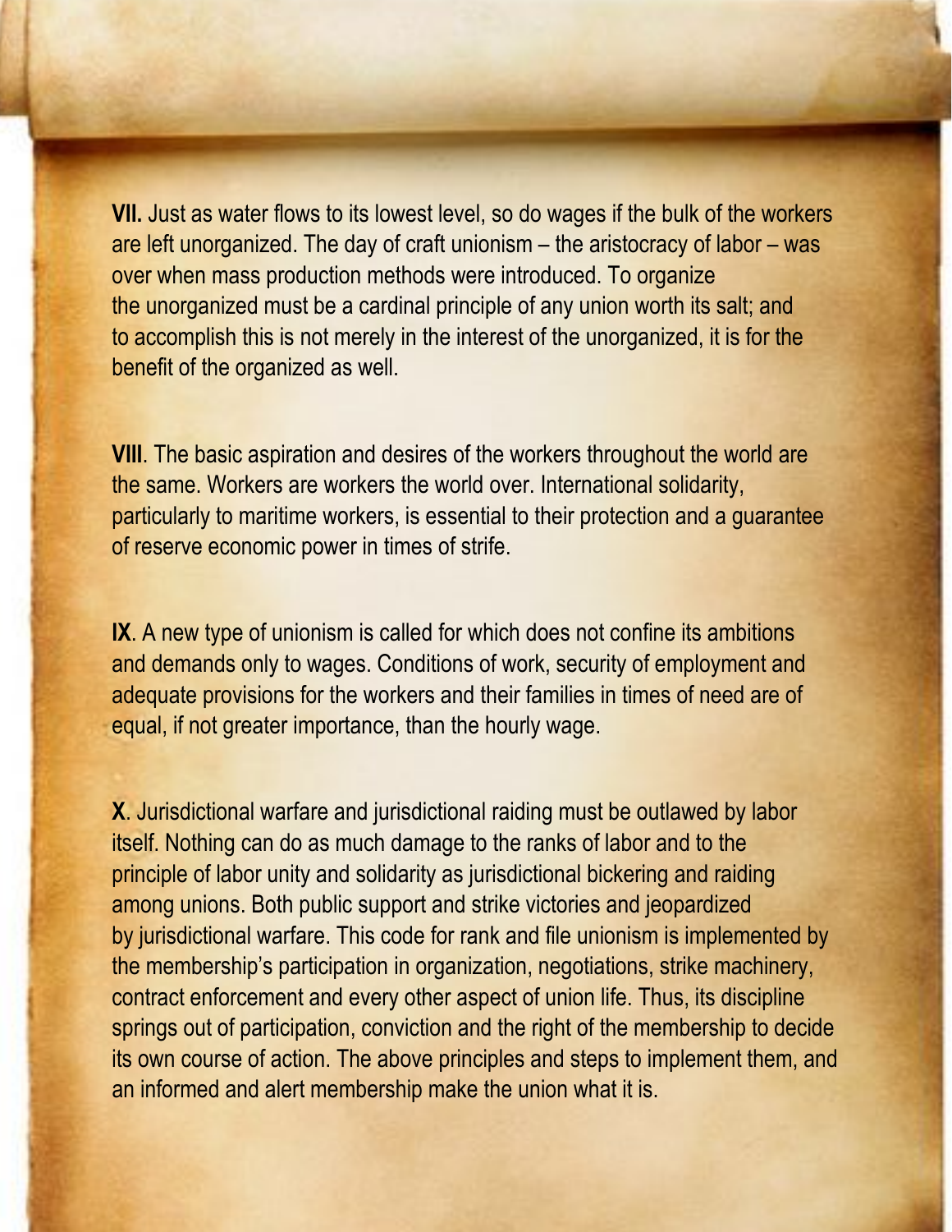**VII.** Just as water flows to its lowest level, so do wages if the bulk of the workers are left unorganized. The day of craft unionism – the aristocracy of labor – was over when mass production methods were introduced. To organize the unorganized must be a cardinal principle of any union worth its salt; and to accomplish this is not merely in the interest of the unorganized, it is for the benefit of the organized as well.

**VIII**. The basic aspiration and desires of the workers throughout the world are the same. Workers are workers the world over. International solidarity, particularly to maritime workers, is essential to their protection and a guarantee of reserve economic power in times of strife.

**IX**. A new type of unionism is called for which does not confine its ambitions and demands only to wages. Conditions of work, security of employment and adequate provisions for the workers and their families in times of need are of equal, if not greater importance, than the hourly wage.

**X**. Jurisdictional warfare and jurisdictional raiding must be outlawed by labor itself. Nothing can do as much damage to the ranks of labor and to the principle of labor unity and solidarity as jurisdictional bickering and raiding among unions. Both public support and strike victories and jeopardized by jurisdictional warfare. This code for rank and file unionism is implemented by the membership's participation in organization, negotiations, strike machinery, contract enforcement and every other aspect of union life. Thus, its discipline springs out of participation, conviction and the right of the membership to decide its own course of action. The above principles and steps to implement them, and an informed and alert membership make the union what it is.